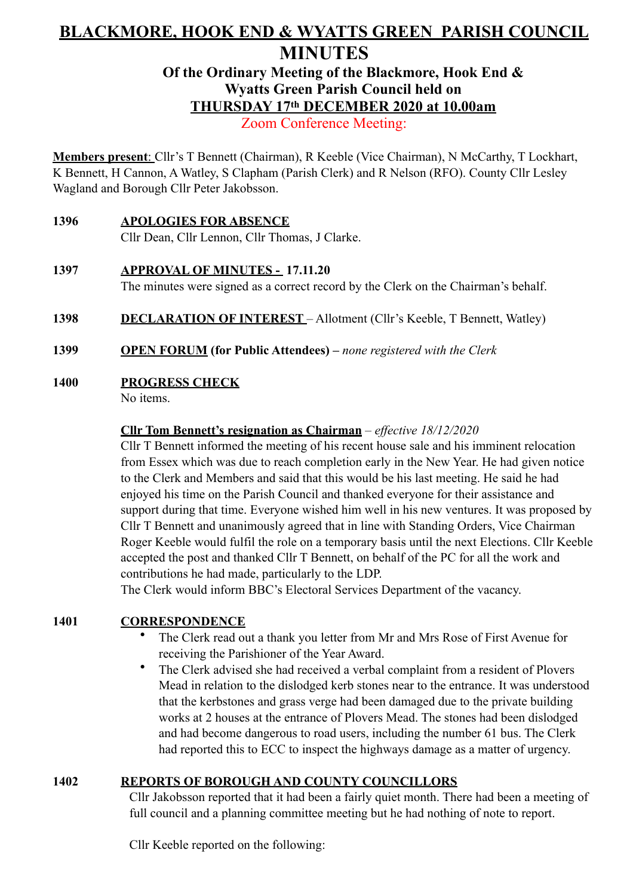# BLACKMORE, HOOK END & WYATTS GREEN PARISH COUNCIL

# MINUTES

## Of the Ordinary Meeting of the Blackmore, Hook End & Wyatts Green Parish Council held on THURSDAY 17th DECEMBER 2020 at 10.00am

Zoom Conference Meeting:

**Members present**: Cllr's T Bennett (Chairman), R Keeble (Vice Chairman), N McCarthy, T Lockhart, K Bennett, H Cannon, A Watley, S Clapham (Parish Clerk) and R Nelson (RFO). County Cllr Lesley Wagland and Borough Cllr Peter Jakobsson.

**1396 APOLOGIES FOR ABSENCE**

Cllr Dean, Cllr Lennon, Cllr Thomas, J Clarke.

**1397 APPROVAL OF MINUTES - 17.11.20**

The minutes were signed as a correct record by the Clerk on the Chairman's behalf.

**1398 DECLARATION OF INTEREST** – Allotment (Cllr's Keeble, T Bennett, Watley)

**1399 OPEN FORUM (for Public Attendees)** – *none registered with the Clerk*

**1400 PROGRESS CHECK**

No items.

**Cllr Tom Bennett's resignation as Chairman** – *effective 18/12/2020*

Cllr T Bennett informed the meeting of his recent house sale and his imminent relocation from Essex which was due to reach completion early in the New Year. He had given notice to the Clerk and Members and said that this would be his last meeting. He said he had enjoyed his time on the Parish Council and thanked everyone for their assistance and support during that time. Everyone wished him well in his new ventures. It was proposed by Cllr T Bennett and unanimously agreed that in line with Standing Orders, Vice Chairman Roger Keeble would fulfil the role on a temporary basis until the next Elections. Cllr Keeble accepted the post and thanked Cllr T Bennett, on behalf of the PC for all the work and contributions he had made, particularly to the LDP.

The Clerk would inform BBC's Electoral Services Department of the vacancy.

**1401 CORRESPONDENCE**

- The Clerk read out a thank you letter from Mr and Mrs Rose of First Avenue for receiving the Parishioner of the Year Award.
- The Clerk advised she had received a verbal complaint from a resident of Plovers Mead in relation to the dislodged kerb stones near to the entrance. It was understood that the kerbstones and grass verge had been damaged due to the private building works at 2 houses at the entrance of Plovers Mead. The stones had been dislodged and had become dangerous to road users, including the number 61 bus. The Clerk had reported this to ECC to inspect the highways damage as a matter of urgency.

**1402 REPORTS OF BOROUGH AND COUNTY COUNCILLORS**

Cllr Jakobsson reported that it had been a fairly quiet month. There had been a meeting of full council and a planning committee meeting but he had nothing of note to report.

Cllr Keeble reported on the following: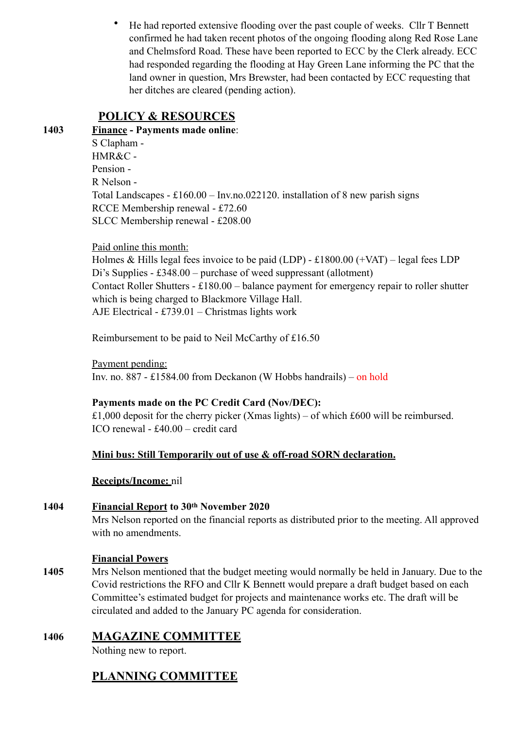- He had reported extensive flooding over the past couple of weeks. Cllr T Bennett confirmed he had taken recent photos of the ongoing flooding along Red Rose Lane and Chelmsford Road. These have been reported to ECC by the Clerk already. ECC had responded regarding the flooding at Hay Green Lane informing the PC that the land owner in question, Mrs Brewster, had been contacted by ECC requesting that her ditches are cleared (pending action).

## POLICY & RESOURCES

**1403** **Finance - Payments made online**:

S Clapham -
HMR&C -
Pension -
R Nelson -
Total Landscapes - £160.00 – Inv.no.022120. installation of 8 new parish signs
RCCE Membership renewal - £72.60
SLCC Membership renewal - £208.00

Paid online this month:

Holmes & Hills legal fees invoice to be paid (LDP) - £1800.00 (+VAT) – legal fees LDP
Di's Supplies - £348.00 – purchase of weed suppressant (allotment)
Contact Roller Shutters - £180.00 – balance payment for emergency repair to roller shutter which is being charged to Blackmore Village Hall.
AJE Electrical - £739.01 – Christmas lights work

Reimbursement to be paid to Neil McCarthy of £16.50

Payment pending:

Inv. no. 887 - £1584.00 from Deckanon (W Hobbs handrails) – on hold

**Payments made on the PC Credit Card (Nov/DEC):**

£1,000 deposit for the cherry picker (Xmas lights) – of which £600 will be reimbursed.
ICO renewal - £40.00 – credit card

**Mini bus: Still Temporarily out of use & off-road SORN declaration.**

**Receipts/Income:** nil

**1404** **Financial Report to 30th November 2020**

Mrs Nelson reported on the financial reports as distributed prior to the meeting. All approved with no amendments.

**Financial Powers**

**1405** Mrs Nelson mentioned that the budget meeting would normally be held in January. Due to the Covid restrictions the RFO and Cllr K Bennett would prepare a draft budget based on each Committee's estimated budget for projects and maintenance works etc. The draft will be circulated and added to the January PC agenda for consideration.

## 1406 MAGAZINE COMMITTEE

Nothing new to report.

## PLANNING COMMITTEE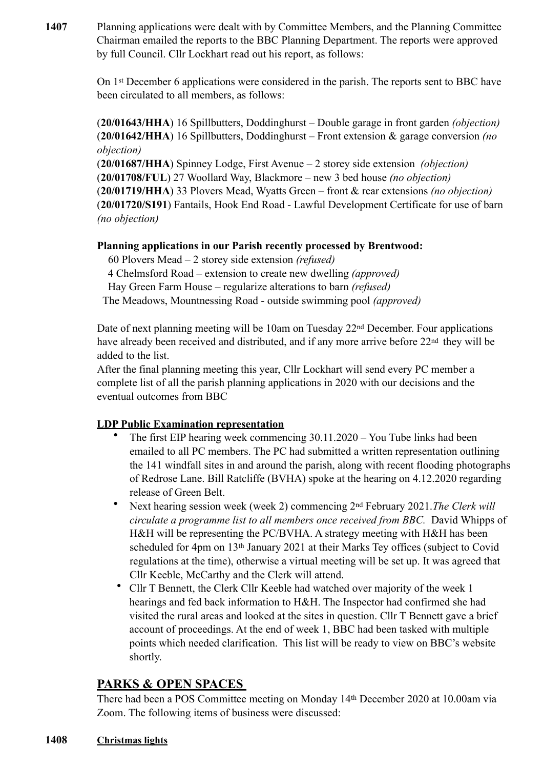**1407** Planning applications were dealt with by Committee Members, and the Planning Committee Chairman emailed the reports to the BBC Planning Department. The reports were approved by full Council. Cllr Lockhart read out his report, as follows:

On 1st December 6 applications were considered in the parish. The reports sent to BBC have been circulated to all members, as follows:

(**20/01643/HHA**) 16 Spillbutters, Doddinghurst – Double garage in front garden *(objection)*
(**20/01642/HHA**) 16 Spillbutters, Doddinghurst – Front extension & garage conversion *(no objection)*
(**20/01687/HHA**) Spinney Lodge, First Avenue – 2 storey side extension *(objection)*
(**20/01708/FUL**) 27 Woollard Way, Blackmore – new 3 bed house *(no objection)*
(**20/01719/HHA**) 33 Plovers Mead, Wyatts Green – front & rear extensions *(no objection)*
(**20/01720/S191**) Fantails, Hook End Road - Lawful Development Certificate for use of barn *(no objection)*

**Planning applications in our Parish recently processed by Brentwood:**

60 Plovers Mead – 2 storey side extension *(refused)*
4 Chelmsford Road – extension to create new dwelling *(approved)*
Hay Green Farm House – regularize alterations to barn *(refused)*
The Meadows, Mountnessing Road - outside swimming pool *(approved)*

Date of next planning meeting will be 10am on Tuesday 22nd December. Four applications have already been received and distributed, and if any more arrive before 22nd they will be added to the list.
After the final planning meeting this year, Cllr Lockhart will send every PC member a complete list of all the parish planning applications in 2020 with our decisions and the eventual outcomes from BBC

**LDP Public Examination representation**

- The first EIP hearing week commencing 30.11.2020 – You Tube links had been emailed to all PC members. The PC had submitted a written representation outlining the 141 windfall sites in and around the parish, along with recent flooding photographs of Redrose Lane. Bill Ratcliffe (BVHA) spoke at the hearing on 4.12.2020 regarding release of Green Belt.
- Next hearing session week (week 2) commencing 2nd February 2021.*The Clerk will circulate a programme list to all members once received from BBC.* David Whipps of H&H will be representing the PC/BVHA. A strategy meeting with H&H has been scheduled for 4pm on 13th January 2021 at their Marks Tey offices (subject to Covid regulations at the time), otherwise a virtual meeting will be set up. It was agreed that Cllr Keeble, McCarthy and the Clerk will attend.
- Cllr T Bennett, the Clerk Cllr Keeble had watched over majority of the week 1 hearings and fed back information to H&H. The Inspector had confirmed she had visited the rural areas and looked at the sites in question. Cllr T Bennett gave a brief account of proceedings. At the end of week 1, BBC had been tasked with multiple points which needed clarification. This list will be ready to view on BBC's website shortly.

## PARKS & OPEN SPACES

There had been a POS Committee meeting on Monday 14th December 2020 at 10.00am via Zoom. The following items of business were discussed:

**1408** **Christmas lights**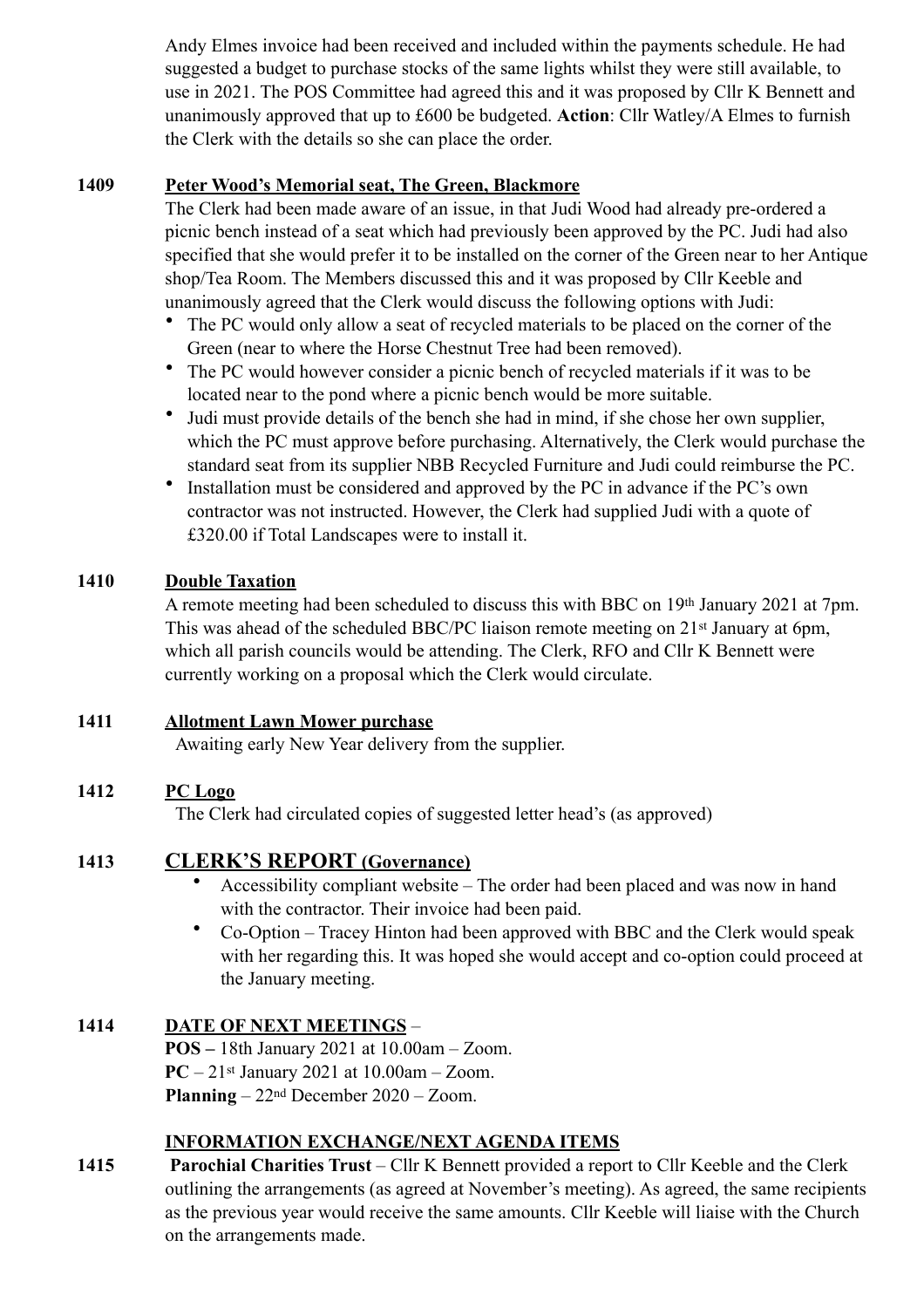Andy Elmes invoice had been received and included within the payments schedule. He had suggested a budget to purchase stocks of the same lights whilst they were still available, to use in 2021. The POS Committee had agreed this and it was proposed by Cllr K Bennett and unanimously approved that up to £600 be budgeted. **Action**: Cllr Watley/A Elmes to furnish the Clerk with the details so she can place the order.

**1409 Peter Wood's Memorial seat, The Green, Blackmore**

The Clerk had been made aware of an issue, in that Judi Wood had already pre-ordered a picnic bench instead of a seat which had previously been approved by the PC. Judi had also specified that she would prefer it to be installed on the corner of the Green near to her Antique shop/Tea Room. The Members discussed this and it was proposed by Cllr Keeble and unanimously agreed that the Clerk would discuss the following options with Judi:

- The PC would only allow a seat of recycled materials to be placed on the corner of the Green (near to where the Horse Chestnut Tree had been removed).
- The PC would however consider a picnic bench of recycled materials if it was to be located near to the pond where a picnic bench would be more suitable.
- Judi must provide details of the bench she had in mind, if she chose her own supplier, which the PC must approve before purchasing. Alternatively, the Clerk would purchase the standard seat from its supplier NBB Recycled Furniture and Judi could reimburse the PC.
- Installation must be considered and approved by the PC in advance if the PC's own contractor was not instructed. However, the Clerk had supplied Judi with a quote of £320.00 if Total Landscapes were to install it.

**1410 Double Taxation**

A remote meeting had been scheduled to discuss this with BBC on 19th January 2021 at 7pm. This was ahead of the scheduled BBC/PC liaison remote meeting on 21st January at 6pm, which all parish councils would be attending. The Clerk, RFO and Cllr K Bennett were currently working on a proposal which the Clerk would circulate.

**1411 Allotment Lawn Mower purchase**

Awaiting early New Year delivery from the supplier.

**1412 PC Logo**

The Clerk had circulated copies of suggested letter head's (as approved)

## 1413 CLERK'S REPORT (Governance)

- Accessibility compliant website – The order had been placed and was now in hand with the contractor. Their invoice had been paid.
- Co-Option – Tracey Hinton had been approved with BBC and the Clerk would speak with her regarding this. It was hoped she would accept and co-option could proceed at the January meeting.

**1414 DATE OF NEXT MEETINGS** –

**POS –** 18th January 2021 at 10.00am – Zoom.
**PC** – 21st January 2021 at 10.00am – Zoom.
**Planning** – 22nd December 2020 – Zoom.

**INFORMATION EXCHANGE/NEXT AGENDA ITEMS**

**1415** **Parochial Charities Trust** – Cllr K Bennett provided a report to Cllr Keeble and the Clerk outlining the arrangements (as agreed at November's meeting). As agreed, the same recipients as the previous year would receive the same amounts. Cllr Keeble will liaise with the Church on the arrangements made.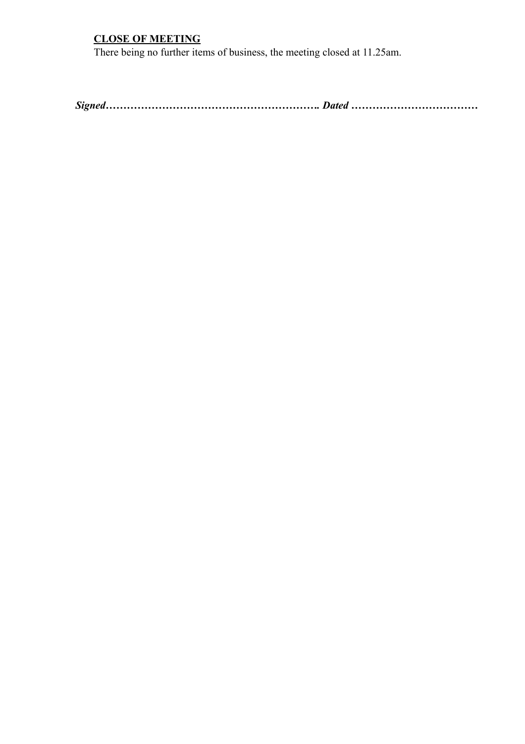**CLOSE OF MEETING**

There being no further items of business, the meeting closed at 11.25am.

***Signed……………………………………………………. Dated ………………………………***